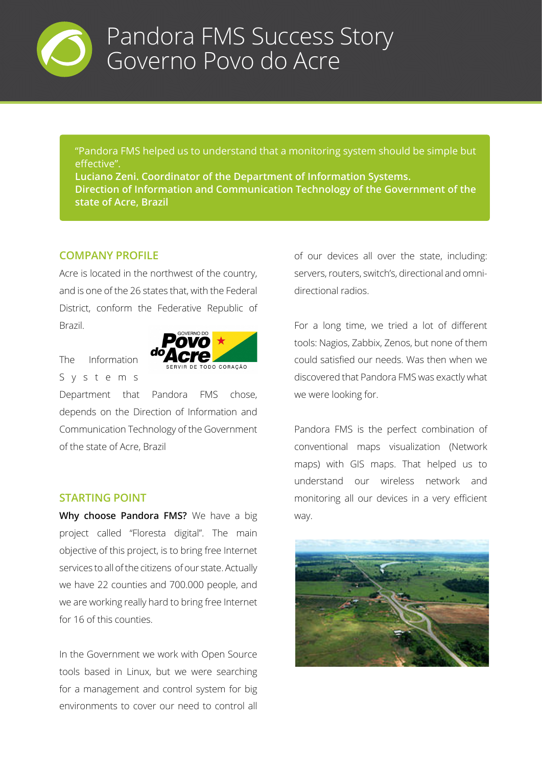# Pandora FMS Success Story
# Governo Povo do Acre

"Pandora FMS helped us to understand that a monitoring system should be simple but effective".
**Luciano Zeni. Coordinator of the Department of Information Systems.**
**Direction of Information and Communication Technology of the Government of the state of Acre, Brazil**

## COMPANY PROFILE

Acre is located in the northwest of the country, and is one of the 26 states that, with the Federal District, conform the Federative Republic of Brazil.

The Information Systems Department that Pandora FMS chose, depends on the Direction of Information and Communication Technology of the Government of the state of Acre, Brazil

## STARTING POINT

**Why choose Pandora FMS?** We have a big project called "Floresta digital". The main objective of this project, is to bring free Internet services to all of the citizens of our state. Actually we have 22 counties and 700.000 people, and we are working really hard to bring free Internet for 16 of this counties.

In the Government we work with Open Source tools based in Linux, but we were searching for a management and control system for big environments to cover our need to control all of our devices all over the state, including: servers, routers, switch's, directional and omni-directional radios.

For a long time, we tried a lot of different tools: Nagios, Zabbix, Zenos, but none of them could satisfied our needs. Was then when we discovered that Pandora FMS was exactly what we were looking for.

Pandora FMS is the perfect combination of conventional maps visualization (Network maps) with GIS maps. That helped us to understand our wireless network and monitoring all our devices in a very efficient way.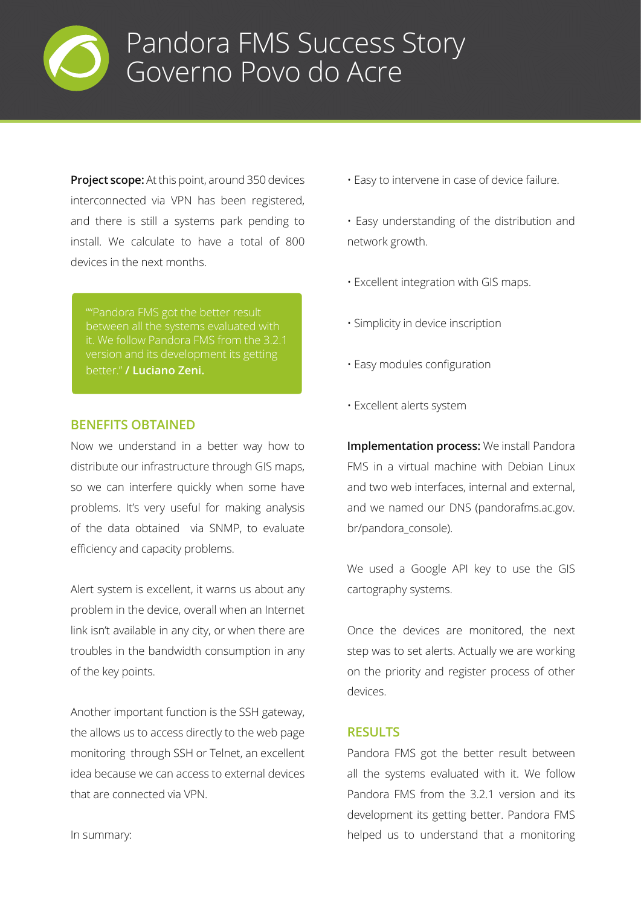# Pandora FMS Success Story
# Governo Povo do Acre

**Project scope:** At this point, around 350 devices interconnected via VPN has been registered, and there is still a systems park pending to install. We calculate to have a total of 800 devices in the next months.

> ""Pandora FMS got the better result between all the systems evaluated with it. We follow Pandora FMS from the 3.2.1 version and its development its getting better." **/ Luciano Zeni.**

## BENEFITS OBTAINED

Now we understand in a better way how to distribute our infrastructure through GIS maps, so we can interfere quickly when some have problems. It's very useful for making analysis of the data obtained via SNMP, to evaluate efficiency and capacity problems.

Alert system is excellent, it warns us about any problem in the device, overall when an Internet link isn't available in any city, or when there are troubles in the bandwidth consumption in any of the key points.

Another important function is the SSH gateway, the allows us to access directly to the web page monitoring through SSH or Telnet, an excellent idea because we can access to external devices that are connected via VPN.

In summary:

- Easy to intervene in case of device failure.
- Easy understanding of the distribution and network growth.
- Excellent integration with GIS maps.
- Simplicity in device inscription
- Easy modules configuration
- Excellent alerts system

**Implementation process:** We install Pandora FMS in a virtual machine with Debian Linux and two web interfaces, internal and external, and we named our DNS (pandorafms.ac.gov.br/pandora_console).

We used a Google API key to use the GIS cartography systems.

Once the devices are monitored, the next step was to set alerts. Actually we are working on the priority and register process of other devices.

## RESULTS

Pandora FMS got the better result between all the systems evaluated with it. We follow Pandora FMS from the 3.2.1 version and its development its getting better. Pandora FMS helped us to understand that a monitoring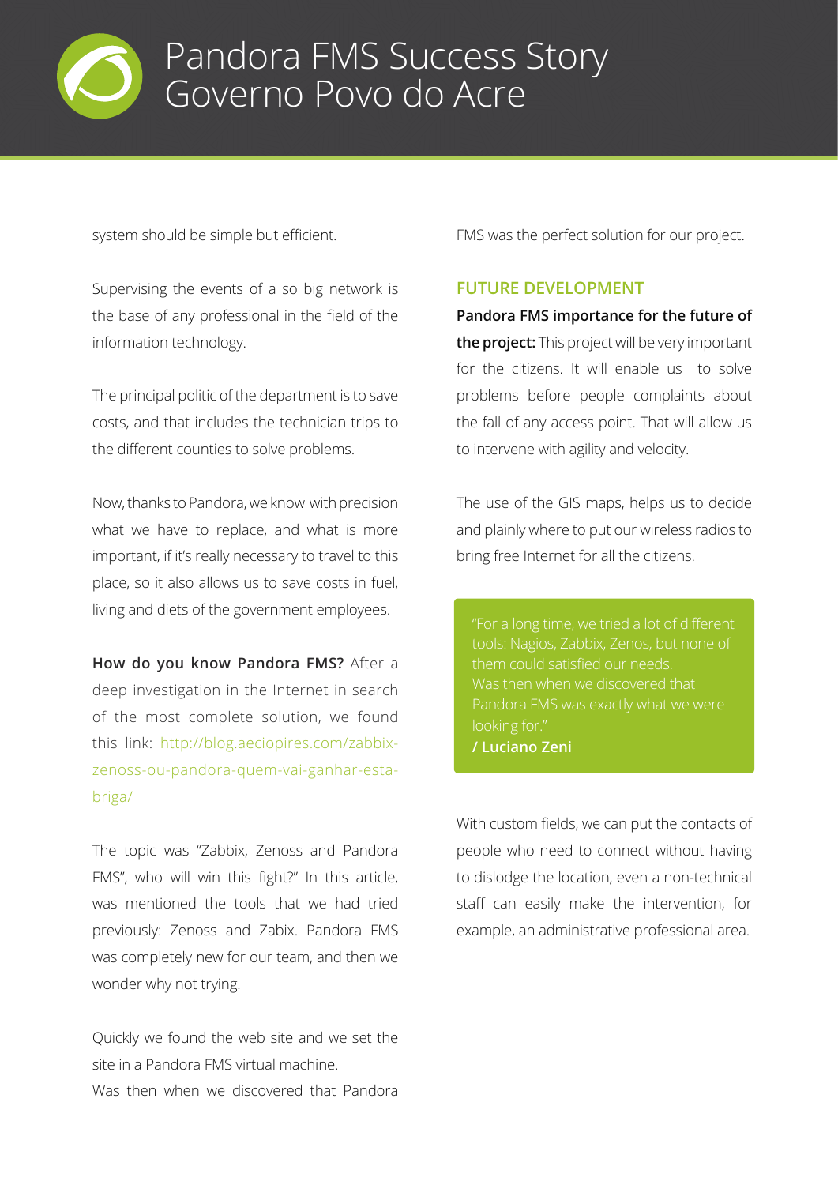system should be simple but efficient.

Supervising the events of a so big network is the base of any professional in the field of the information technology.

The principal politic of the department is to save costs, and that includes the technician trips to the different counties to solve problems.

Now, thanks to Pandora, we know with precision what we have to replace, and what is more important, if it's really necessary to travel to this place, so it also allows us to save costs in fuel, living and diets of the government employees.

**How do you know Pandora FMS?** After a deep investigation in the Internet in search of the most complete solution, we found this link: http://blog.aeciopires.com/zabbix-zenoss-ou-pandora-quem-vai-ganhar-esta-briga/

The topic was "Zabbix, Zenoss and Pandora FMS", who will win this fight?" In this article, was mentioned the tools that we had tried previously: Zenoss and Zabix. Pandora FMS was completely new for our team, and then we wonder why not trying.

Quickly we found the web site and we set the site in a Pandora FMS virtual machine.
Was then when we discovered that Pandora FMS was the perfect solution for our project.

## FUTURE DEVELOPMENT

**Pandora FMS importance for the future of the project:** This project will be very important for the citizens. It will enable us to solve problems before people complaints about the fall of any access point. That will allow us to intervene with agility and velocity.

The use of the GIS maps, helps us to decide and plainly where to put our wireless radios to bring free Internet for all the citizens.

> "For a long time, we tried a lot of different tools: Nagios, Zabbix, Zenos, but none of them could satisfied our needs.
> Was then when we discovered that Pandora FMS was exactly what we were looking for."
> **/ Luciano Zeni**

With custom fields, we can put the contacts of people who need to connect without having to dislodge the location, even a non-technical staff can easily make the intervention, for example, an administrative professional area.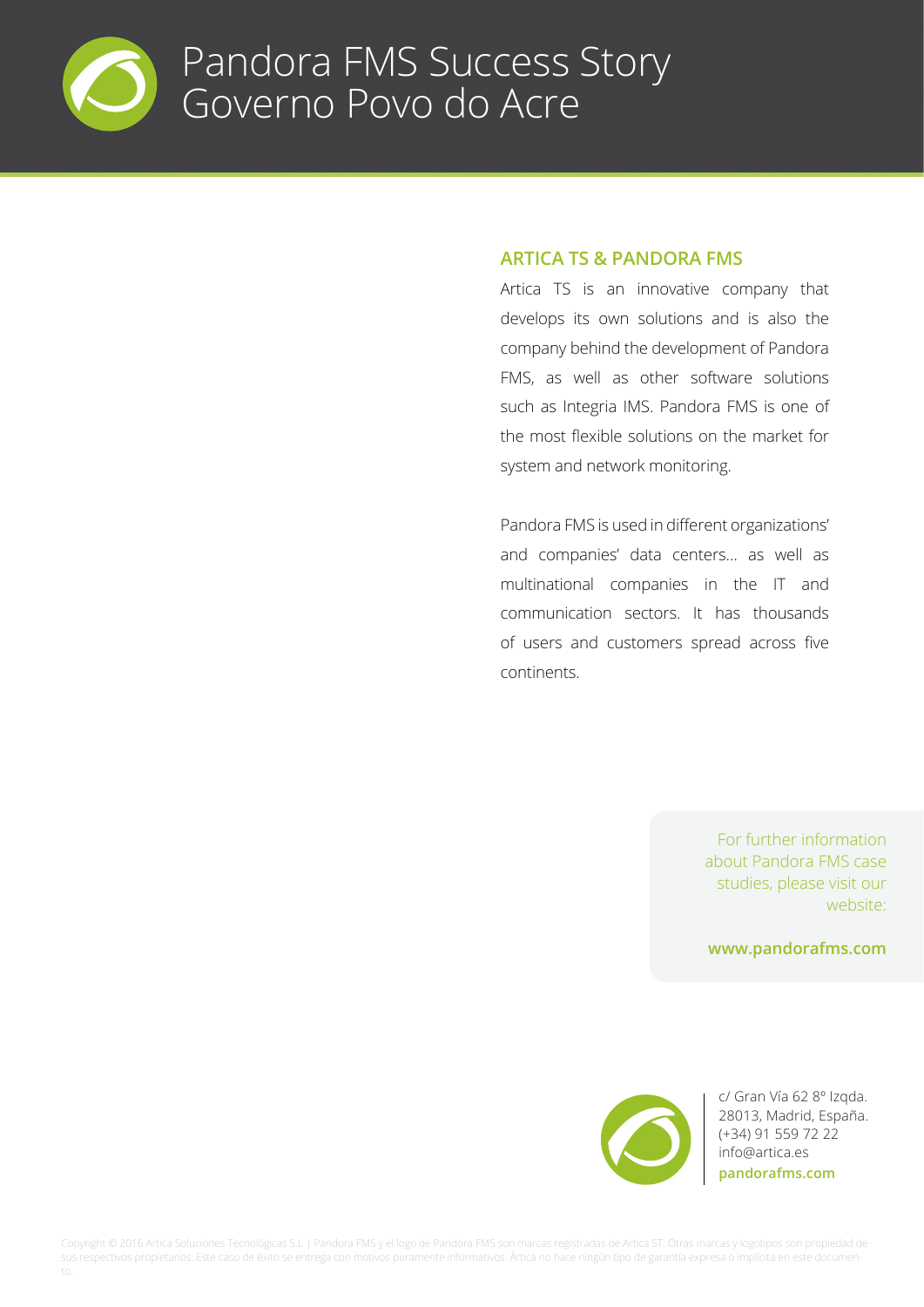# Pandora FMS Success Story
# Governo Povo do Acre

## ARTICA TS & PANDORA FMS

Artica TS is an innovative company that develops its own solutions and is also the company behind the development of Pandora FMS, as well as other software solutions such as Integria IMS. Pandora FMS is one of the most flexible solutions on the market for system and network monitoring.

Pandora FMS is used in different organizations' and companies' data centers... as well as multinational companies in the IT and communication sectors. It has thousands of users and customers spread across five continents.

For further information about Pandora FMS case studies, please visit our website:

**www.pandorafms.com**

c/ Gran Vía 62 8º Izqda.
28013, Madrid, España.
(+34) 91 559 72 22
info@artica.es
**pandorafms.com**

Copyright © 2016 Artica Soluciones Tecnológicas S.L | Pandora FMS y el logo de Pandora FMS son marcas registradas de Artica ST. Otras marcas y logotipos son propiedad de sus respectivos propietarios. Este caso de éxito se entrega con motivos puramente informativos. Ártica no hace ningún tipo de garantía expresa o implícita en este documento.